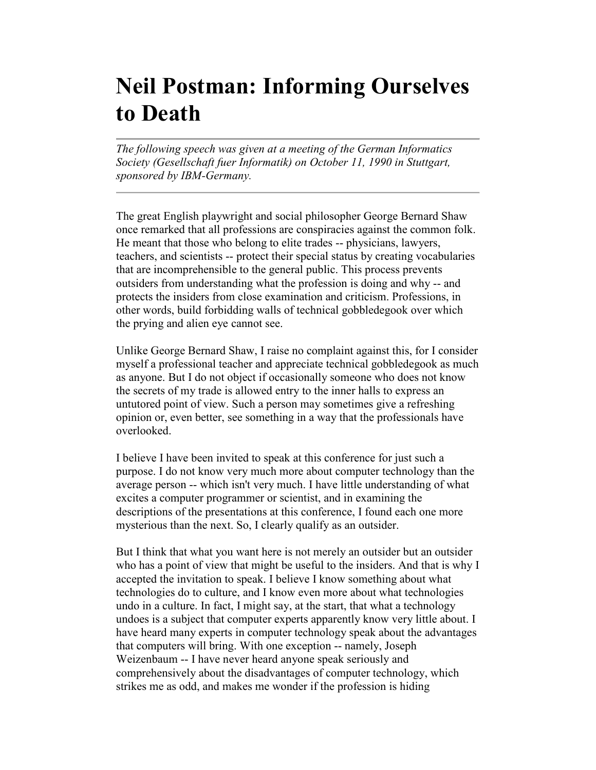# Neil Postman: Informing Ourselves to Death

---

*The following speech was given at a meeting of the German Informatics Society (Gesellschaft fuer Informatik) on October 11, 1990 in Stuttgart, sponsored by IBM-Germany.*

---

The great English playwright and social philosopher George Bernard Shaw once remarked that all professions are conspiracies against the common folk. He meant that those who belong to elite trades -- physicians, lawyers, teachers, and scientists -- protect their special status by creating vocabularies that are incomprehensible to the general public. This process prevents outsiders from understanding what the profession is doing and why -- and protects the insiders from close examination and criticism. Professions, in other words, build forbidding walls of technical gobbledegook over which the prying and alien eye cannot see.

Unlike George Bernard Shaw, I raise no complaint against this, for I consider myself a professional teacher and appreciate technical gobbledegook as much as anyone. But I do not object if occasionally someone who does not know the secrets of my trade is allowed entry to the inner halls to express an untutored point of view. Such a person may sometimes give a refreshing opinion or, even better, see something in a way that the professionals have overlooked.

I believe I have been invited to speak at this conference for just such a purpose. I do not know very much more about computer technology than the average person -- which isn't very much. I have little understanding of what excites a computer programmer or scientist, and in examining the descriptions of the presentations at this conference, I found each one more mysterious than the next. So, I clearly qualify as an outsider.

But I think that what you want here is not merely an outsider but an outsider who has a point of view that might be useful to the insiders. And that is why I accepted the invitation to speak. I believe I know something about what technologies do to culture, and I know even more about what technologies undo in a culture. In fact, I might say, at the start, that what a technology undoes is a subject that computer experts apparently know very little about. I have heard many experts in computer technology speak about the advantages that computers will bring. With one exception -- namely, Joseph Weizenbaum -- I have never heard anyone speak seriously and comprehensively about the disadvantages of computer technology, which strikes me as odd, and makes me wonder if the profession is hiding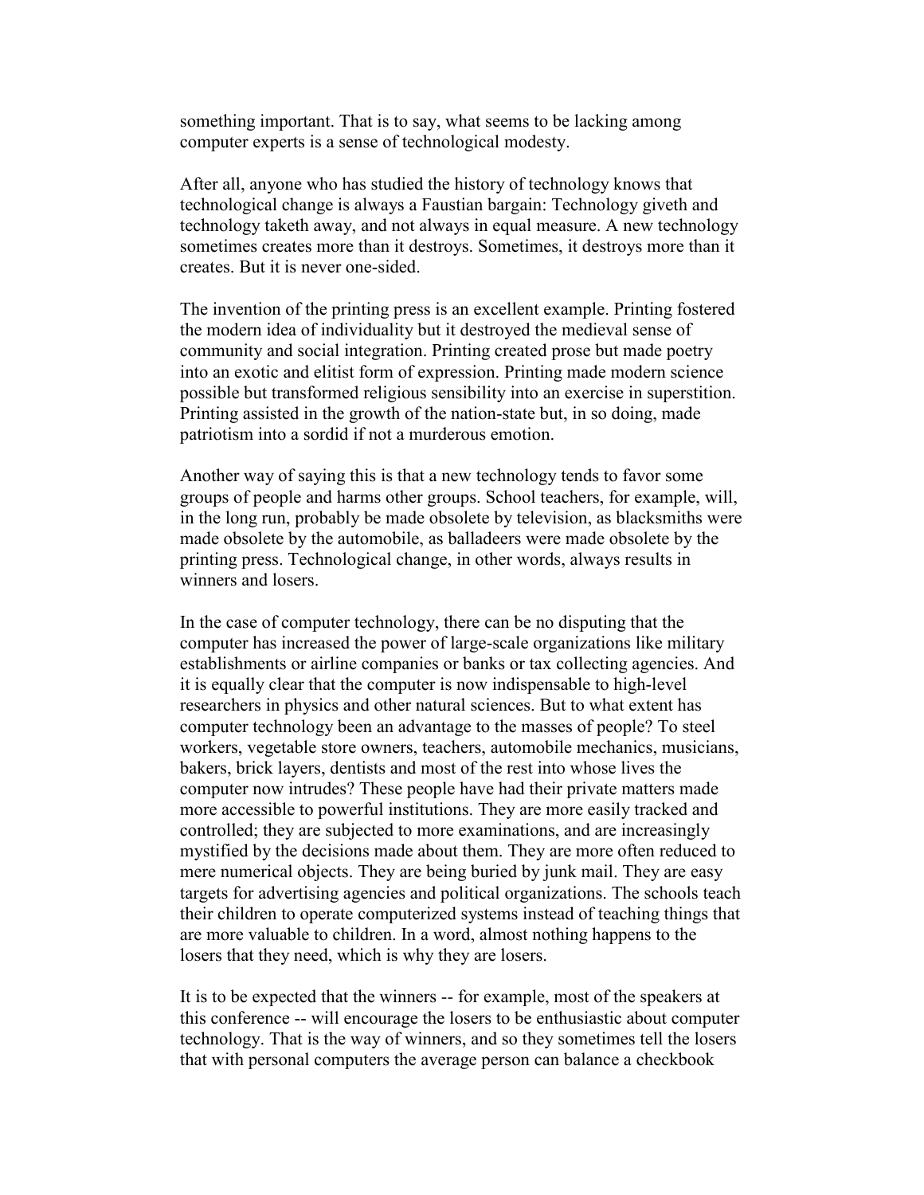something important. That is to say, what seems to be lacking among computer experts is a sense of technological modesty.

After all, anyone who has studied the history of technology knows that technological change is always a Faustian bargain: Technology giveth and technology taketh away, and not always in equal measure. A new technology sometimes creates more than it destroys. Sometimes, it destroys more than it creates. But it is never one-sided.

The invention of the printing press is an excellent example. Printing fostered the modern idea of individuality but it destroyed the medieval sense of community and social integration. Printing created prose but made poetry into an exotic and elitist form of expression. Printing made modern science possible but transformed religious sensibility into an exercise in superstition. Printing assisted in the growth of the nation-state but, in so doing, made patriotism into a sordid if not a murderous emotion.

Another way of saying this is that a new technology tends to favor some groups of people and harms other groups. School teachers, for example, will, in the long run, probably be made obsolete by television, as blacksmiths were made obsolete by the automobile, as balladeers were made obsolete by the printing press. Technological change, in other words, always results in winners and losers.

In the case of computer technology, there can be no disputing that the computer has increased the power of large-scale organizations like military establishments or airline companies or banks or tax collecting agencies. And it is equally clear that the computer is now indispensable to high-level researchers in physics and other natural sciences. But to what extent has computer technology been an advantage to the masses of people? To steel workers, vegetable store owners, teachers, automobile mechanics, musicians, bakers, brick layers, dentists and most of the rest into whose lives the computer now intrudes? These people have had their private matters made more accessible to powerful institutions. They are more easily tracked and controlled; they are subjected to more examinations, and are increasingly mystified by the decisions made about them. They are more often reduced to mere numerical objects. They are being buried by junk mail. They are easy targets for advertising agencies and political organizations. The schools teach their children to operate computerized systems instead of teaching things that are more valuable to children. In a word, almost nothing happens to the losers that they need, which is why they are losers.

It is to be expected that the winners -- for example, most of the speakers at this conference -- will encourage the losers to be enthusiastic about computer technology. That is the way of winners, and so they sometimes tell the losers that with personal computers the average person can balance a checkbook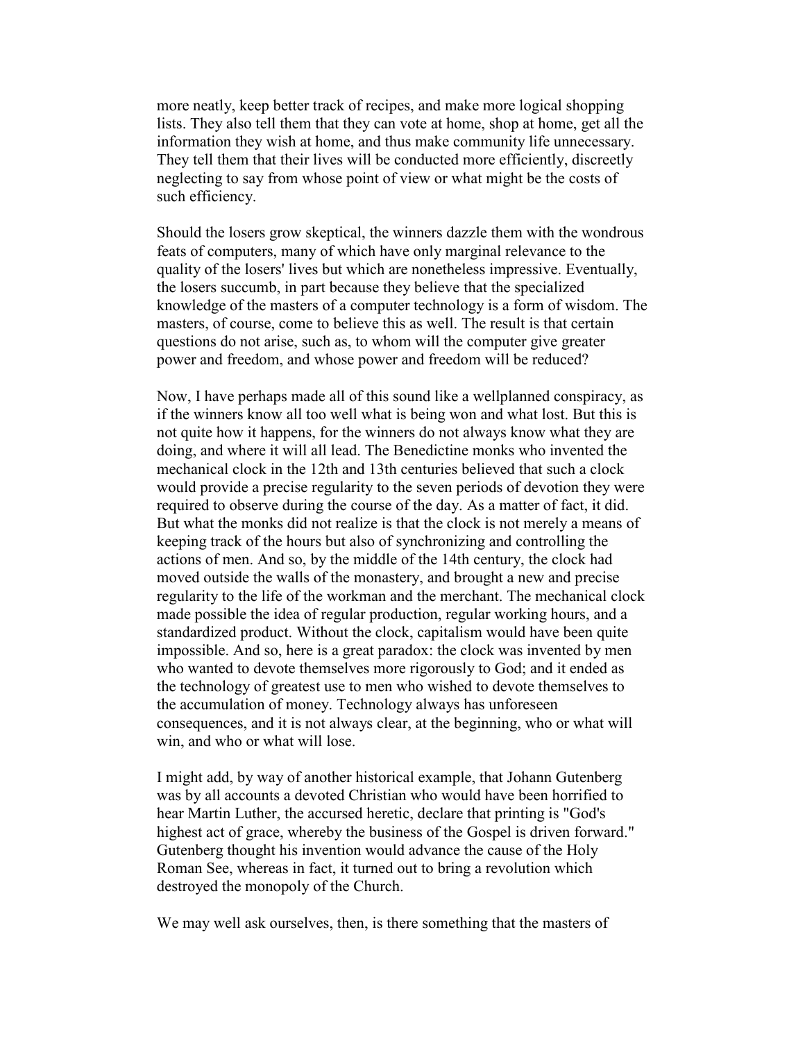more neatly, keep better track of recipes, and make more logical shopping lists. They also tell them that they can vote at home, shop at home, get all the information they wish at home, and thus make community life unnecessary. They tell them that their lives will be conducted more efficiently, discreetly neglecting to say from whose point of view or what might be the costs of such efficiency.

Should the losers grow skeptical, the winners dazzle them with the wondrous feats of computers, many of which have only marginal relevance to the quality of the losers' lives but which are nonetheless impressive. Eventually, the losers succumb, in part because they believe that the specialized knowledge of the masters of a computer technology is a form of wisdom. The masters, of course, come to believe this as well. The result is that certain questions do not arise, such as, to whom will the computer give greater power and freedom, and whose power and freedom will be reduced?

Now, I have perhaps made all of this sound like a wellplanned conspiracy, as if the winners know all too well what is being won and what lost. But this is not quite how it happens, for the winners do not always know what they are doing, and where it will all lead. The Benedictine monks who invented the mechanical clock in the 12th and 13th centuries believed that such a clock would provide a precise regularity to the seven periods of devotion they were required to observe during the course of the day. As a matter of fact, it did. But what the monks did not realize is that the clock is not merely a means of keeping track of the hours but also of synchronizing and controlling the actions of men. And so, by the middle of the 14th century, the clock had moved outside the walls of the monastery, and brought a new and precise regularity to the life of the workman and the merchant. The mechanical clock made possible the idea of regular production, regular working hours, and a standardized product. Without the clock, capitalism would have been quite impossible. And so, here is a great paradox: the clock was invented by men who wanted to devote themselves more rigorously to God; and it ended as the technology of greatest use to men who wished to devote themselves to the accumulation of money. Technology always has unforeseen consequences, and it is not always clear, at the beginning, who or what will win, and who or what will lose.

I might add, by way of another historical example, that Johann Gutenberg was by all accounts a devoted Christian who would have been horrified to hear Martin Luther, the accursed heretic, declare that printing is "God's highest act of grace, whereby the business of the Gospel is driven forward." Gutenberg thought his invention would advance the cause of the Holy Roman See, whereas in fact, it turned out to bring a revolution which destroyed the monopoly of the Church.

We may well ask ourselves, then, is there something that the masters of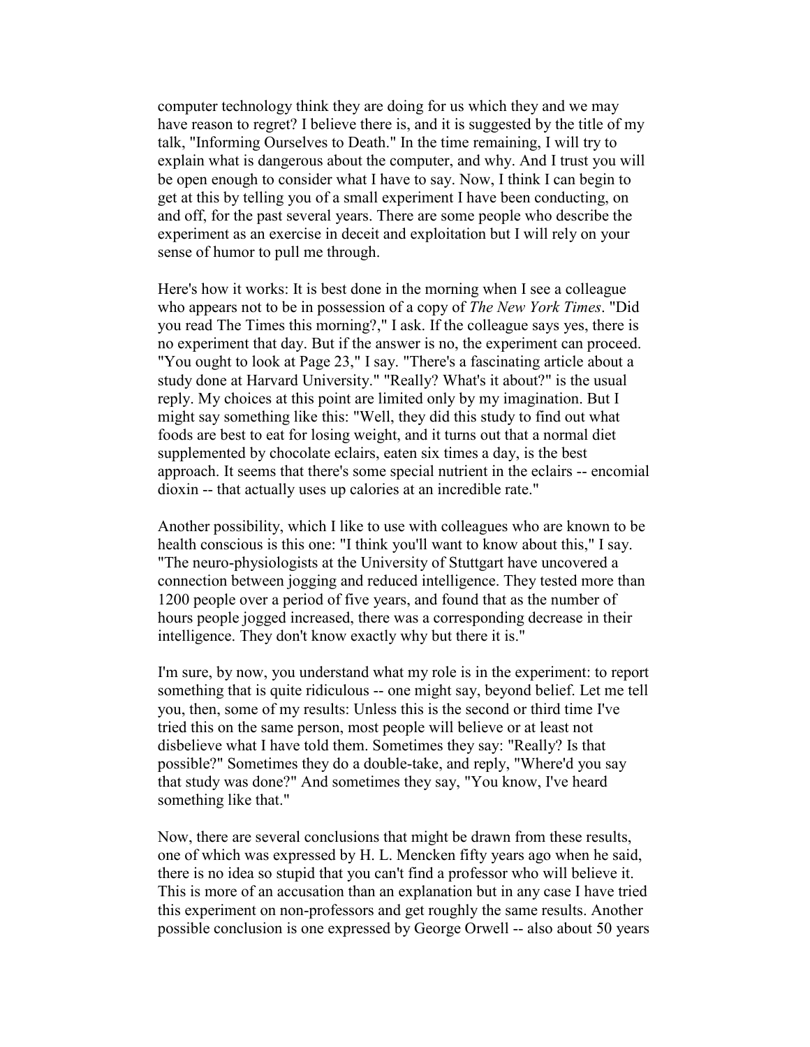computer technology think they are doing for us which they and we may have reason to regret? I believe there is, and it is suggested by the title of my talk, "Informing Ourselves to Death." In the time remaining, I will try to explain what is dangerous about the computer, and why. And I trust you will be open enough to consider what I have to say. Now, I think I can begin to get at this by telling you of a small experiment I have been conducting, on and off, for the past several years. There are some people who describe the experiment as an exercise in deceit and exploitation but I will rely on your sense of humor to pull me through.

Here's how it works: It is best done in the morning when I see a colleague who appears not to be in possession of a copy of *The New York Times*. "Did you read The Times this morning?," I ask. If the colleague says yes, there is no experiment that day. But if the answer is no, the experiment can proceed. "You ought to look at Page 23," I say. "There's a fascinating article about a study done at Harvard University." "Really? What's it about?" is the usual reply. My choices at this point are limited only by my imagination. But I might say something like this: "Well, they did this study to find out what foods are best to eat for losing weight, and it turns out that a normal diet supplemented by chocolate eclairs, eaten six times a day, is the best approach. It seems that there's some special nutrient in the eclairs -- encomial dioxin -- that actually uses up calories at an incredible rate."

Another possibility, which I like to use with colleagues who are known to be health conscious is this one: "I think you'll want to know about this," I say. "The neuro-physiologists at the University of Stuttgart have uncovered a connection between jogging and reduced intelligence. They tested more than 1200 people over a period of five years, and found that as the number of hours people jogged increased, there was a corresponding decrease in their intelligence. They don't know exactly why but there it is."

I'm sure, by now, you understand what my role is in the experiment: to report something that is quite ridiculous -- one might say, beyond belief. Let me tell you, then, some of my results: Unless this is the second or third time I've tried this on the same person, most people will believe or at least not disbelieve what I have told them. Sometimes they say: "Really? Is that possible?" Sometimes they do a double-take, and reply, "Where'd you say that study was done?" And sometimes they say, "You know, I've heard something like that."

Now, there are several conclusions that might be drawn from these results, one of which was expressed by H. L. Mencken fifty years ago when he said, there is no idea so stupid that you can't find a professor who will believe it. This is more of an accusation than an explanation but in any case I have tried this experiment on non-professors and get roughly the same results. Another possible conclusion is one expressed by George Orwell -- also about 50 years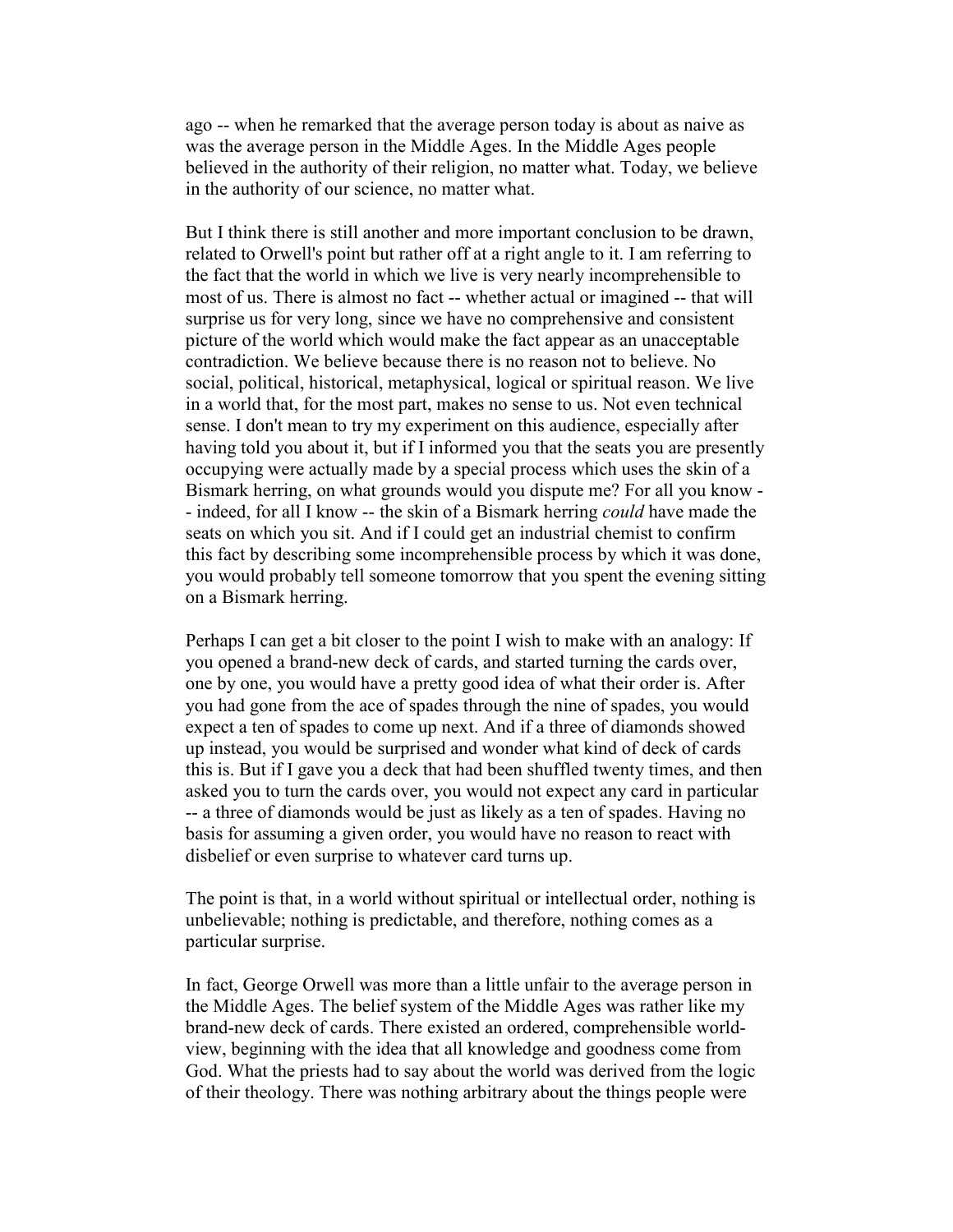ago -- when he remarked that the average person today is about as naive as was the average person in the Middle Ages. In the Middle Ages people believed in the authority of their religion, no matter what. Today, we believe in the authority of our science, no matter what.

But I think there is still another and more important conclusion to be drawn, related to Orwell's point but rather off at a right angle to it. I am referring to the fact that the world in which we live is very nearly incomprehensible to most of us. There is almost no fact -- whether actual or imagined -- that will surprise us for very long, since we have no comprehensive and consistent picture of the world which would make the fact appear as an unacceptable contradiction. We believe because there is no reason not to believe. No social, political, historical, metaphysical, logical or spiritual reason. We live in a world that, for the most part, makes no sense to us. Not even technical sense. I don't mean to try my experiment on this audience, especially after having told you about it, but if I informed you that the seats you are presently occupying were actually made by a special process which uses the skin of a Bismark herring, on what grounds would you dispute me? For all you know -- indeed, for all I know -- the skin of a Bismark herring *could* have made the seats on which you sit. And if I could get an industrial chemist to confirm this fact by describing some incomprehensible process by which it was done, you would probably tell someone tomorrow that you spent the evening sitting on a Bismark herring.

Perhaps I can get a bit closer to the point I wish to make with an analogy: If you opened a brand-new deck of cards, and started turning the cards over, one by one, you would have a pretty good idea of what their order is. After you had gone from the ace of spades through the nine of spades, you would expect a ten of spades to come up next. And if a three of diamonds showed up instead, you would be surprised and wonder what kind of deck of cards this is. But if I gave you a deck that had been shuffled twenty times, and then asked you to turn the cards over, you would not expect any card in particular -- a three of diamonds would be just as likely as a ten of spades. Having no basis for assuming a given order, you would have no reason to react with disbelief or even surprise to whatever card turns up.

The point is that, in a world without spiritual or intellectual order, nothing is unbelievable; nothing is predictable, and therefore, nothing comes as a particular surprise.

In fact, George Orwell was more than a little unfair to the average person in the Middle Ages. The belief system of the Middle Ages was rather like my brand-new deck of cards. There existed an ordered, comprehensible world-view, beginning with the idea that all knowledge and goodness come from God. What the priests had to say about the world was derived from the logic of their theology. There was nothing arbitrary about the things people were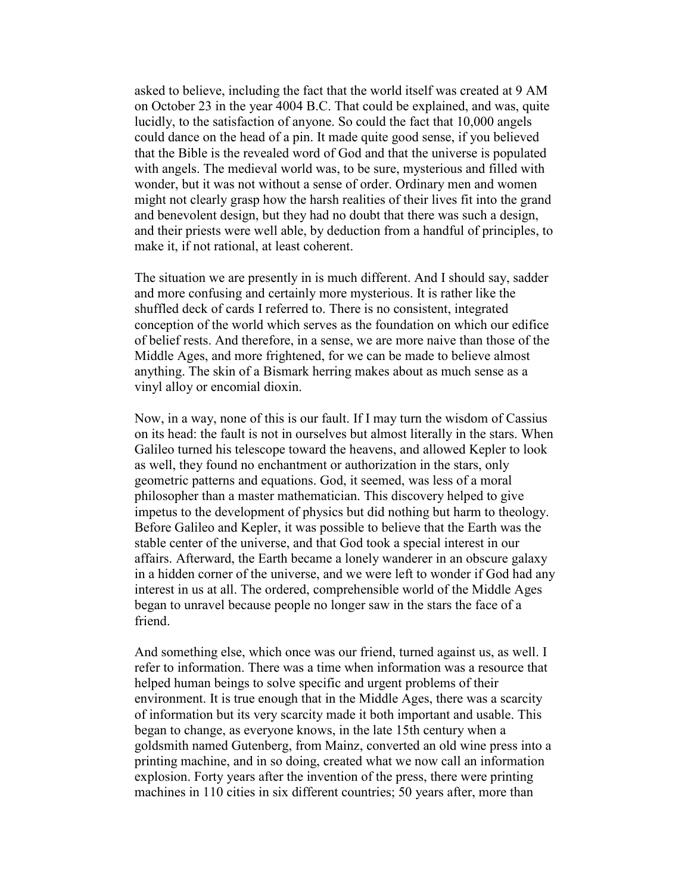asked to believe, including the fact that the world itself was created at 9 AM on October 23 in the year 4004 B.C. That could be explained, and was, quite lucidly, to the satisfaction of anyone. So could the fact that 10,000 angels could dance on the head of a pin. It made quite good sense, if you believed that the Bible is the revealed word of God and that the universe is populated with angels. The medieval world was, to be sure, mysterious and filled with wonder, but it was not without a sense of order. Ordinary men and women might not clearly grasp how the harsh realities of their lives fit into the grand and benevolent design, but they had no doubt that there was such a design, and their priests were well able, by deduction from a handful of principles, to make it, if not rational, at least coherent.

The situation we are presently in is much different. And I should say, sadder and more confusing and certainly more mysterious. It is rather like the shuffled deck of cards I referred to. There is no consistent, integrated conception of the world which serves as the foundation on which our edifice of belief rests. And therefore, in a sense, we are more naive than those of the Middle Ages, and more frightened, for we can be made to believe almost anything. The skin of a Bismark herring makes about as much sense as a vinyl alloy or encomial dioxin.

Now, in a way, none of this is our fault. If I may turn the wisdom of Cassius on its head: the fault is not in ourselves but almost literally in the stars. When Galileo turned his telescope toward the heavens, and allowed Kepler to look as well, they found no enchantment or authorization in the stars, only geometric patterns and equations. God, it seemed, was less of a moral philosopher than a master mathematician. This discovery helped to give impetus to the development of physics but did nothing but harm to theology. Before Galileo and Kepler, it was possible to believe that the Earth was the stable center of the universe, and that God took a special interest in our affairs. Afterward, the Earth became a lonely wanderer in an obscure galaxy in a hidden corner of the universe, and we were left to wonder if God had any interest in us at all. The ordered, comprehensible world of the Middle Ages began to unravel because people no longer saw in the stars the face of a friend.

And something else, which once was our friend, turned against us, as well. I refer to information. There was a time when information was a resource that helped human beings to solve specific and urgent problems of their environment. It is true enough that in the Middle Ages, there was a scarcity of information but its very scarcity made it both important and usable. This began to change, as everyone knows, in the late 15th century when a goldsmith named Gutenberg, from Mainz, converted an old wine press into a printing machine, and in so doing, created what we now call an information explosion. Forty years after the invention of the press, there were printing machines in 110 cities in six different countries; 50 years after, more than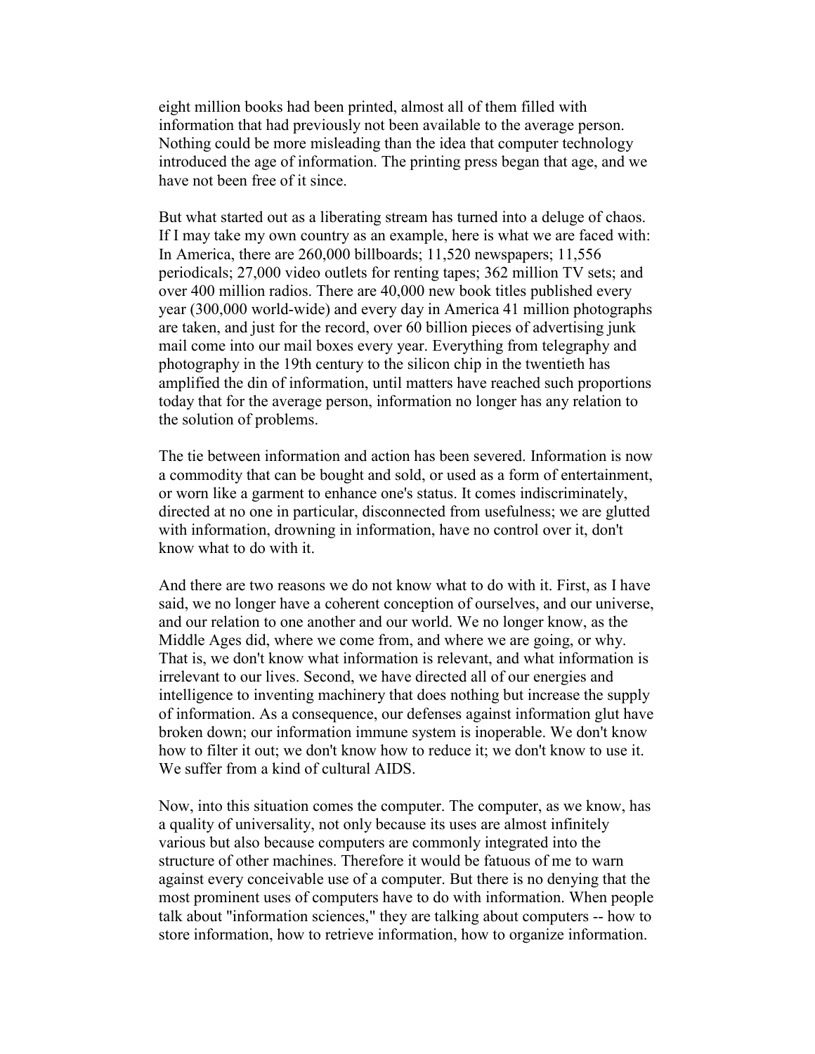eight million books had been printed, almost all of them filled with information that had previously not been available to the average person. Nothing could be more misleading than the idea that computer technology introduced the age of information. The printing press began that age, and we have not been free of it since.

But what started out as a liberating stream has turned into a deluge of chaos. If I may take my own country as an example, here is what we are faced with: In America, there are 260,000 billboards; 11,520 newspapers; 11,556 periodicals; 27,000 video outlets for renting tapes; 362 million TV sets; and over 400 million radios. There are 40,000 new book titles published every year (300,000 world-wide) and every day in America 41 million photographs are taken, and just for the record, over 60 billion pieces of advertising junk mail come into our mail boxes every year. Everything from telegraphy and photography in the 19th century to the silicon chip in the twentieth has amplified the din of information, until matters have reached such proportions today that for the average person, information no longer has any relation to the solution of problems.

The tie between information and action has been severed. Information is now a commodity that can be bought and sold, or used as a form of entertainment, or worn like a garment to enhance one's status. It comes indiscriminately, directed at no one in particular, disconnected from usefulness; we are glutted with information, drowning in information, have no control over it, don't know what to do with it.

And there are two reasons we do not know what to do with it. First, as I have said, we no longer have a coherent conception of ourselves, and our universe, and our relation to one another and our world. We no longer know, as the Middle Ages did, where we come from, and where we are going, or why. That is, we don't know what information is relevant, and what information is irrelevant to our lives. Second, we have directed all of our energies and intelligence to inventing machinery that does nothing but increase the supply of information. As a consequence, our defenses against information glut have broken down; our information immune system is inoperable. We don't know how to filter it out; we don't know how to reduce it; we don't know to use it. We suffer from a kind of cultural AIDS.

Now, into this situation comes the computer. The computer, as we know, has a quality of universality, not only because its uses are almost infinitely various but also because computers are commonly integrated into the structure of other machines. Therefore it would be fatuous of me to warn against every conceivable use of a computer. But there is no denying that the most prominent uses of computers have to do with information. When people talk about "information sciences," they are talking about computers -- how to store information, how to retrieve information, how to organize information.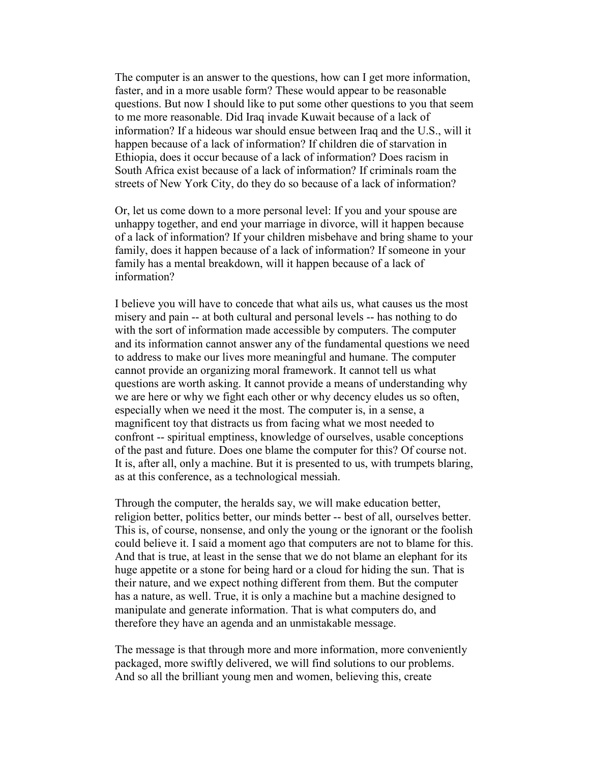The computer is an answer to the questions, how can I get more information, faster, and in a more usable form? These would appear to be reasonable questions. But now I should like to put some other questions to you that seem to me more reasonable. Did Iraq invade Kuwait because of a lack of information? If a hideous war should ensue between Iraq and the U.S., will it happen because of a lack of information? If children die of starvation in Ethiopia, does it occur because of a lack of information? Does racism in South Africa exist because of a lack of information? If criminals roam the streets of New York City, do they do so because of a lack of information?

Or, let us come down to a more personal level: If you and your spouse are unhappy together, and end your marriage in divorce, will it happen because of a lack of information? If your children misbehave and bring shame to your family, does it happen because of a lack of information? If someone in your family has a mental breakdown, will it happen because of a lack of information?

I believe you will have to concede that what ails us, what causes us the most misery and pain -- at both cultural and personal levels -- has nothing to do with the sort of information made accessible by computers. The computer and its information cannot answer any of the fundamental questions we need to address to make our lives more meaningful and humane. The computer cannot provide an organizing moral framework. It cannot tell us what questions are worth asking. It cannot provide a means of understanding why we are here or why we fight each other or why decency eludes us so often, especially when we need it the most. The computer is, in a sense, a magnificent toy that distracts us from facing what we most needed to confront -- spiritual emptiness, knowledge of ourselves, usable conceptions of the past and future. Does one blame the computer for this? Of course not. It is, after all, only a machine. But it is presented to us, with trumpets blaring, as at this conference, as a technological messiah.

Through the computer, the heralds say, we will make education better, religion better, politics better, our minds better -- best of all, ourselves better. This is, of course, nonsense, and only the young or the ignorant or the foolish could believe it. I said a moment ago that computers are not to blame for this. And that is true, at least in the sense that we do not blame an elephant for its huge appetite or a stone for being hard or a cloud for hiding the sun. That is their nature, and we expect nothing different from them. But the computer has a nature, as well. True, it is only a machine but a machine designed to manipulate and generate information. That is what computers do, and therefore they have an agenda and an unmistakable message.

The message is that through more and more information, more conveniently packaged, more swiftly delivered, we will find solutions to our problems. And so all the brilliant young men and women, believing this, create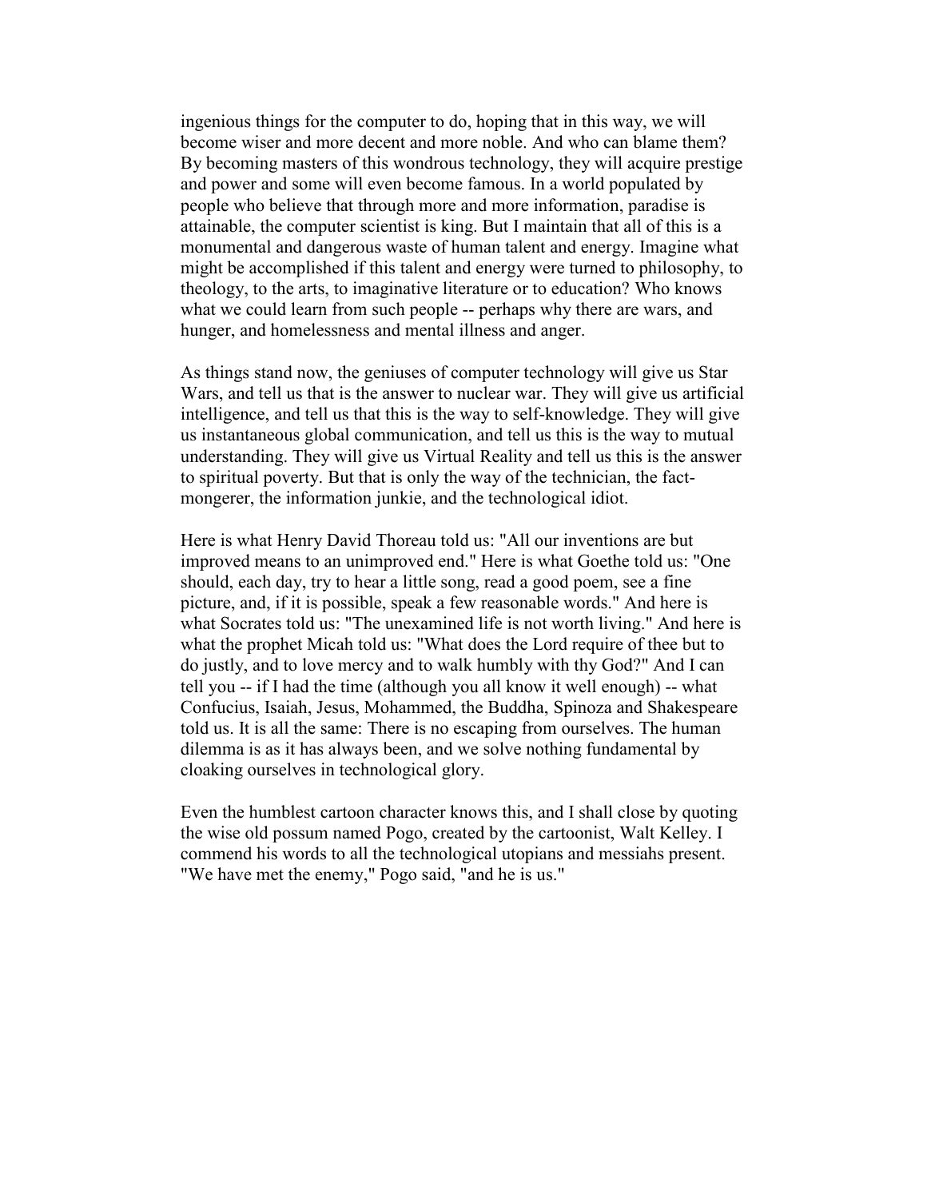ingenious things for the computer to do, hoping that in this way, we will become wiser and more decent and more noble. And who can blame them? By becoming masters of this wondrous technology, they will acquire prestige and power and some will even become famous. In a world populated by people who believe that through more and more information, paradise is attainable, the computer scientist is king. But I maintain that all of this is a monumental and dangerous waste of human talent and energy. Imagine what might be accomplished if this talent and energy were turned to philosophy, to theology, to the arts, to imaginative literature or to education? Who knows what we could learn from such people -- perhaps why there are wars, and hunger, and homelessness and mental illness and anger.

As things stand now, the geniuses of computer technology will give us Star Wars, and tell us that is the answer to nuclear war. They will give us artificial intelligence, and tell us that this is the way to self-knowledge. They will give us instantaneous global communication, and tell us this is the way to mutual understanding. They will give us Virtual Reality and tell us this is the answer to spiritual poverty. But that is only the way of the technician, the fact-mongerer, the information junkie, and the technological idiot.

Here is what Henry David Thoreau told us: "All our inventions are but improved means to an unimproved end." Here is what Goethe told us: "One should, each day, try to hear a little song, read a good poem, see a fine picture, and, if it is possible, speak a few reasonable words." And here is what Socrates told us: "The unexamined life is not worth living." And here is what the prophet Micah told us: "What does the Lord require of thee but to do justly, and to love mercy and to walk humbly with thy God?" And I can tell you -- if I had the time (although you all know it well enough) -- what Confucius, Isaiah, Jesus, Mohammed, the Buddha, Spinoza and Shakespeare told us. It is all the same: There is no escaping from ourselves. The human dilemma is as it has always been, and we solve nothing fundamental by cloaking ourselves in technological glory.

Even the humblest cartoon character knows this, and I shall close by quoting the wise old possum named Pogo, created by the cartoonist, Walt Kelley. I commend his words to all the technological utopians and messiahs present. "We have met the enemy," Pogo said, "and he is us."